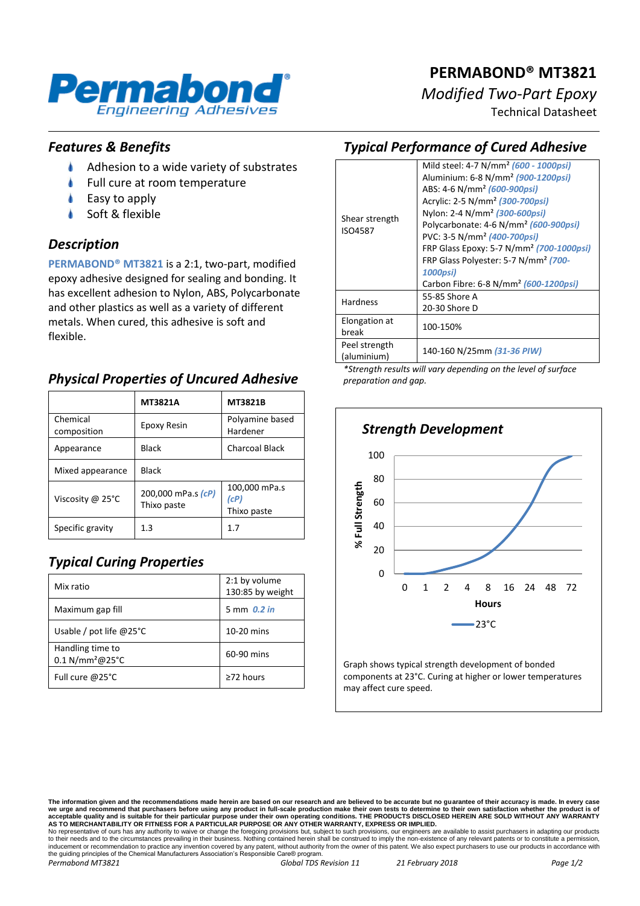# PERMABOND® MT3821

*Modified Two-Part Epoxy*

Technical Datasheet

## *Features & Benefits*

- Adhesion to a wide variety of substrates
- Full cure at room temperature
- Easy to apply
- Soft & flexible

## *Description*

**PERMABOND® MT3821** is a 2:1, two-part, modified epoxy adhesive designed for sealing and bonding. It has excellent adhesion to Nylon, ABS, Polycarbonate and other plastics as well as a variety of different metals. When cured, this adhesive is soft and flexible.

## *Physical Properties of Uncured Adhesive*

| | MT3821A | MT3821B |
|---|---|---|
| Chemical composition | Epoxy Resin | Polyamine based Hardener |
| Appearance | Black | Charcoal Black |
| Mixed appearance | Black | |
| Viscosity @ 25°C | 200,000 mPa.s *(cP)* Thixo paste | 100,000 mPa.s *(cP)* Thixo paste |
| Specific gravity | 1.3 | 1.7 |

## *Typical Curing Properties*

| | |
|---|---|
| Mix ratio | 2:1 by volume 130:85 by weight |
| Maximum gap fill | 5 mm *0.2 in* |
| Usable / pot life @25°C | 10-20 mins |
| Handling time to 0.1 N/mm²@25°C | 60-90 mins |
| Full cure @25°C | ≥72 hours |

## *Typical Performance of Cured Adhesive*

| | |
|---|---|
| Shear strength ISO4587 | Mild steel: 4-7 N/mm² *(600 - 1000psi)*<br>Aluminium: 6-8 N/mm² *(900-1200psi)*<br>ABS: 4-6 N/mm² *(600-900psi)*<br>Acrylic: 2-5 N/mm² *(300-700psi)*<br>Nylon: 2-4 N/mm² *(300-600psi)*<br>Polycarbonate: 4-6 N/mm² *(600-900psi)*<br>PVC: 3-5 N/mm² *(400-700psi)*<br>FRP Glass Epoxy: 5-7 N/mm² *(700-1000psi)*<br>FRP Glass Polyester: 5-7 N/mm² *(700-1000psi)*<br>Carbon Fibre: 6-8 N/mm² *(600-1200psi)* |
| Hardness | 55-85 Shore A<br>20-30 Shore D |
| Elongation at break | 100-150% |
| Peel strength (aluminium) | 140-160 N/25mm *(31-36 PIW)* |

*\*Strength results will vary depending on the level of surface preparation and gap.*

## *Strength Development*

Graph shows typical strength development of bonded components at 23°C. Curing at higher or lower temperatures may affect cure speed.

**The information given and the recommendations made herein are based on our research and are believed to be accurate but no guarantee of their accuracy is made. In every case we urge and recommend that purchasers before using any product in full-scale production make their own tests to determine to their own satisfaction whether the product is of acceptable quality and is suitable for their particular purpose under their own operating conditions. THE PRODUCTS DISCLOSED HEREIN ARE SOLD WITHOUT ANY WARRANTY AS TO MERCHANTABILITY OR FITNESS FOR A PARTICULAR PURPOSE OR ANY OTHER WARRANTY, EXPRESS OR IMPLIED.**
No representative of ours has any authority to waive or change the foregoing provisions but, subject to such provisions, our engineers are available to assist purchasers in adapting our products to their needs and to the circumstances prevailing in their business. Nothing contained herein shall be construed to imply the non-existence of any relevant patents or to constitute a permission, inducement or recommendation to practice any invention covered by any patent, without authority from the owner of this patent. We also expect purchasers to use our products in accordance with the guiding principles of the Chemical Manufacturers Association's Responsible Care® program.

*Permabond MT3821* *Global TDS Revision 11* *21 February 2018*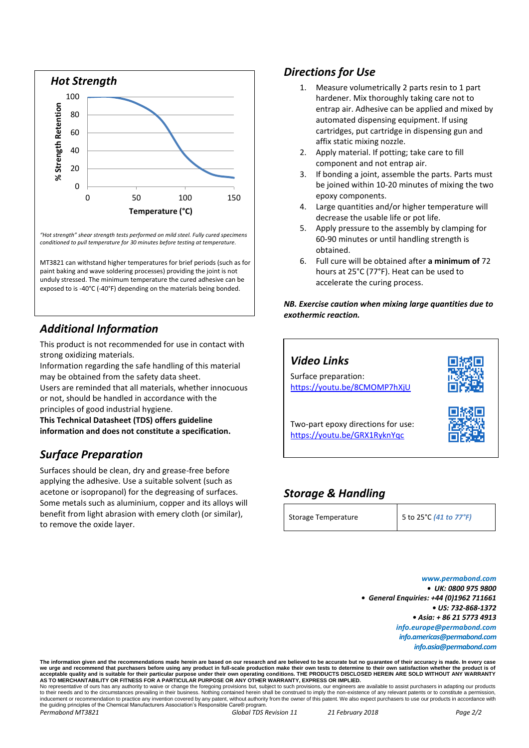## Hot Strength

100
80
60
40
20
0
% Strength Retention
0
50
100
150
Temperature (°C)

*"Hot strength" shear strength tests performed on mild steel. Fully cured specimens conditioned to pull temperature for 30 minutes before testing at temperature.*

MT3821 can withstand higher temperatures for brief periods (such as for paint baking and wave soldering processes) providing the joint is not unduly stressed. The minimum temperature the cured adhesive can be exposed to is -40°C (-40°F) depending on the materials being bonded.

## Additional Information

This product is not recommended for use in contact with strong oxidizing materials.
Information regarding the safe handling of this material may be obtained from the safety data sheet.
Users are reminded that all materials, whether innocuous or not, should be handled in accordance with the principles of good industrial hygiene.
**This Technical Datasheet (TDS) offers guideline information and does not constitute a specification.**

## Surface Preparation

Surfaces should be clean, dry and grease-free before applying the adhesive. Use a suitable solvent (such as acetone or isopropanol) for the degreasing of surfaces. Some metals such as aluminium, copper and its alloys will benefit from light abrasion with emery cloth (or similar), to remove the oxide layer.

## Directions for Use

1. Measure volumetrically 2 parts resin to 1 part hardener. Mix thoroughly taking care not to entrap air. Adhesive can be applied and mixed by automated dispensing equipment. If using cartridges, put cartridge in dispensing gun and affix static mixing nozzle.
2. Apply material. If potting; take care to fill component and not entrap air.
3. If bonding a joint, assemble the parts. Parts must be joined within 10-20 minutes of mixing the two epoxy components.
4. Large quantities and/or higher temperature will decrease the usable life or pot life.
5. Apply pressure to the assembly by clamping for 60-90 minutes or until handling strength is obtained.
6. Full cure will be obtained after **a minimum of** 72 hours at 25°C (77°F). Heat can be used to accelerate the curing process.

***NB. Exercise caution when mixing large quantities due to exothermic reaction.***

## Video Links

Surface preparation:
https://youtu.be/8CMOMP7hXjU

Two-part epoxy directions for use:
https://youtu.be/GRX1RyknYqc

## Storage & Handling

| | |
|---|---|
| Storage Temperature | 5 to 25°C *(41 to 77°F)* |

***www.permabond.com***
***• UK: 0800 975 9800***
***• General Enquiries: +44 (0)1962 711661***
***• US: 732-868-1372***
***• Asia: + 86 21 5773 4913***
***info.europe@permabond.com***
***info.americas@permabond.com***
***info.asia@permabond.com***

**The information given and the recommendations made herein are based on our research and are believed to be accurate but no guarantee of their accuracy is made. In every case we urge and recommend that purchasers before using any product in full-scale production make their own tests to determine to their own satisfaction whether the product is of acceptable quality and is suitable for their particular purpose under their own operating conditions. THE PRODUCTS DISCLOSED HEREIN ARE SOLD WITHOUT ANY WARRANTY AS TO MERCHANTABILITY OR FITNESS FOR A PARTICULAR PURPOSE OR ANY OTHER WARRANTY, EXPRESS OR IMPLIED.**
No representative of ours has any authority to waive or change the foregoing provisions but, subject to such provisions, our engineers are available to assist purchasers in adapting our products to their needs and to the circumstances prevailing in their business. Nothing contained herein shall be construed to imply the non-existence of any relevant patents or to constitute a permission, inducement or recommendation to practice any invention covered by any patent, without authority from the owner of this patent. We also expect purchasers to use our products in accordance with the guiding principles of the Chemical Manufacturers Association's Responsible Care® program.

*Permabond MT3821* *Global TDS Revision 11* *21 February 2018*